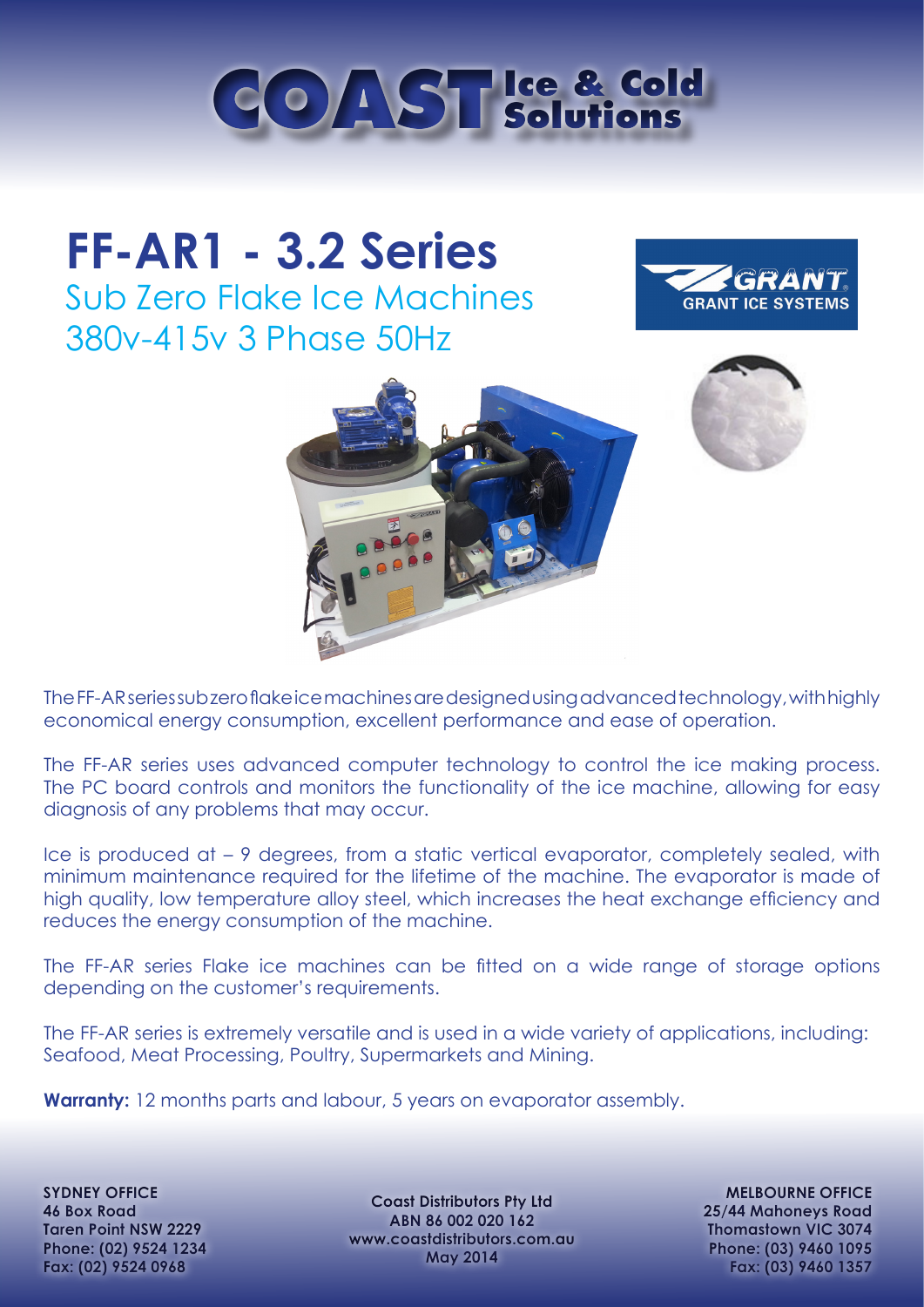# COAST Ice & Cold Solutions

# FF-AR1 - 3.2 Series

## Sub Zero Flake Ice Machines
## 380v-415v 3 Phase 50Hz

GRANT ICE SYSTEMS

The FF-AR series sub zero flake ice machines are designed using advanced technology, with highly economical energy consumption, excellent performance and ease of operation.

The FF-AR series uses advanced computer technology to control the ice making process. The PC board controls and monitors the functionality of the ice machine, allowing for easy diagnosis of any problems that may occur.

Ice is produced at – 9 degrees, from a static vertical evaporator, completely sealed, with minimum maintenance required for the lifetime of the machine. The evaporator is made of high quality, low temperature alloy steel, which increases the heat exchange efficiency and reduces the energy consumption of the machine.

The FF-AR series Flake ice machines can be fitted on a wide range of storage options depending on the customer's requirements.

The FF-AR series is extremely versatile and is used in a wide variety of applications, including: Seafood, Meat Processing, Poultry, Supermarkets and Mining.

**Warranty:** 12 months parts and labour, 5 years on evaporator assembly.

**SYDNEY OFFICE**
46 Box Road
Taren Point NSW 2229
Phone: (02) 9524 1234
Fax: (02) 9524 0968

**Coast Distributors Pty Ltd**
ABN 86 002 020 162
www.coastdistributors.com.au
May 2014

**MELBOURNE OFFICE**
25/44 Mahoneys Road
Thomastown VIC 3074
Phone: (03) 9460 1095
Fax: (03) 9460 1357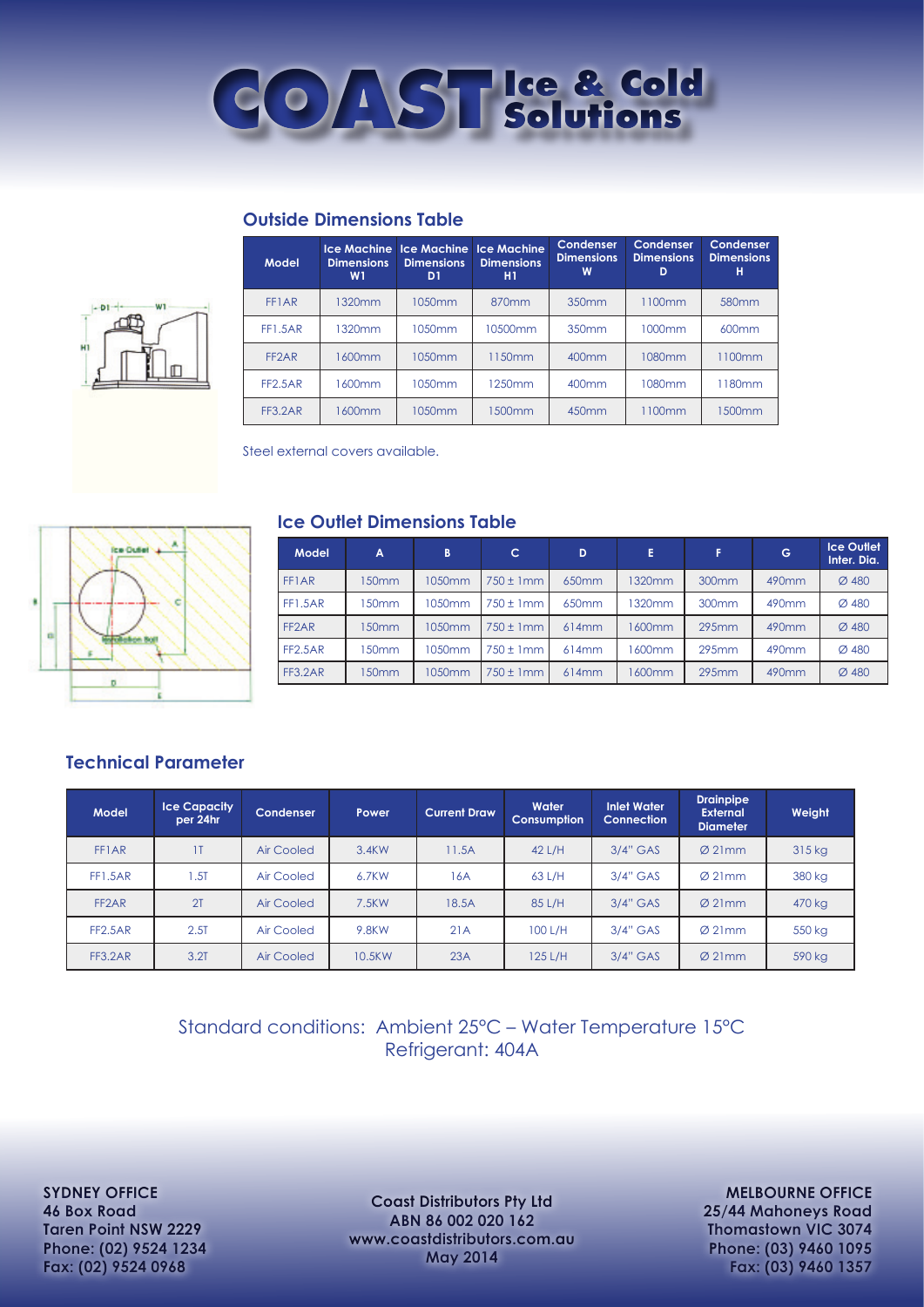# COAST Ice & Cold Solutions

## Outside Dimensions Table

| Model | Ice Machine Dimensions W1 | Ice Machine Dimensions D1 | Ice Machine Dimensions H1 | Condenser Dimensions W | Condenser Dimensions D | Condenser Dimensions H |
|---|---|---|---|---|---|---|
| FF1AR | 1320mm | 1050mm | 870mm | 350mm | 1100mm | 580mm |
| FF1.5AR | 1320mm | 1050mm | 10500mm | 350mm | 1000mm | 600mm |
| FF2AR | 1600mm | 1050mm | 1150mm | 400mm | 1080mm | 1100mm |
| FF2.5AR | 1600mm | 1050mm | 1250mm | 400mm | 1080mm | 1180mm |
| FF3.2AR | 1600mm | 1050mm | 1500mm | 450mm | 1100mm | 1500mm |

Steel external covers available.

## Ice Outlet Dimensions Table

| Model | A | B | C | D | E | F | G | Ice Outlet Inter. Dia. |
|---|---|---|---|---|---|---|---|---|
| FF1AR | 150mm | 1050mm | 750 ± 1mm | 650mm | 1320mm | 300mm | 490mm | Ø 480 |
| FF1.5AR | 150mm | 1050mm | 750 ± 1mm | 650mm | 1320mm | 300mm | 490mm | Ø 480 |
| FF2AR | 150mm | 1050mm | 750 ± 1mm | 614mm | 1600mm | 295mm | 490mm | Ø 480 |
| FF2.5AR | 150mm | 1050mm | 750 ± 1mm | 614mm | 1600mm | 295mm | 490mm | Ø 480 |
| FF3.2AR | 150mm | 1050mm | 750 ± 1mm | 614mm | 1600mm | 295mm | 490mm | Ø 480 |

## Technical Parameter

| Model | Ice Capacity per 24hr | Condenser | Power | Current Draw | Water Consumption | Inlet Water Connection | Drainpipe External Diameter | Weight |
|---|---|---|---|---|---|---|---|---|
| FF1AR | 1T | Air Cooled | 3.4KW | 11.5A | 42 L/H | 3/4" GAS | Ø 21mm | 315 kg |
| FF1.5AR | 1.5T | Air Cooled | 6.7KW | 16A | 63 L/H | 3/4" GAS | Ø 21mm | 380 kg |
| FF2AR | 2T | Air Cooled | 7.5KW | 18.5A | 85 L/H | 3/4" GAS | Ø 21mm | 470 kg |
| FF2.5AR | 2.5T | Air Cooled | 9.8KW | 21A | 100 L/H | 3/4" GAS | Ø 21mm | 550 kg |
| FF3.2AR | 3.2T | Air Cooled | 10.5KW | 23A | 125 L/H | 3/4" GAS | Ø 21mm | 590 kg |

Standard conditions: Ambient 25°C – Water Temperature 15°C
Refrigerant: 404A

**SYDNEY OFFICE**
46 Box Road
Taren Point NSW 2229
Phone: (02) 9524 1234
Fax: (02) 9524 0968

Coast Distributors Pty Ltd
ABN 86 002 020 162
www.coastdistributors.com.au
May 2014

**MELBOURNE OFFICE**
25/44 Mahoneys Road
Thomastown VIC 3074
Phone: (03) 9460 1095
Fax: (03) 9460 1357